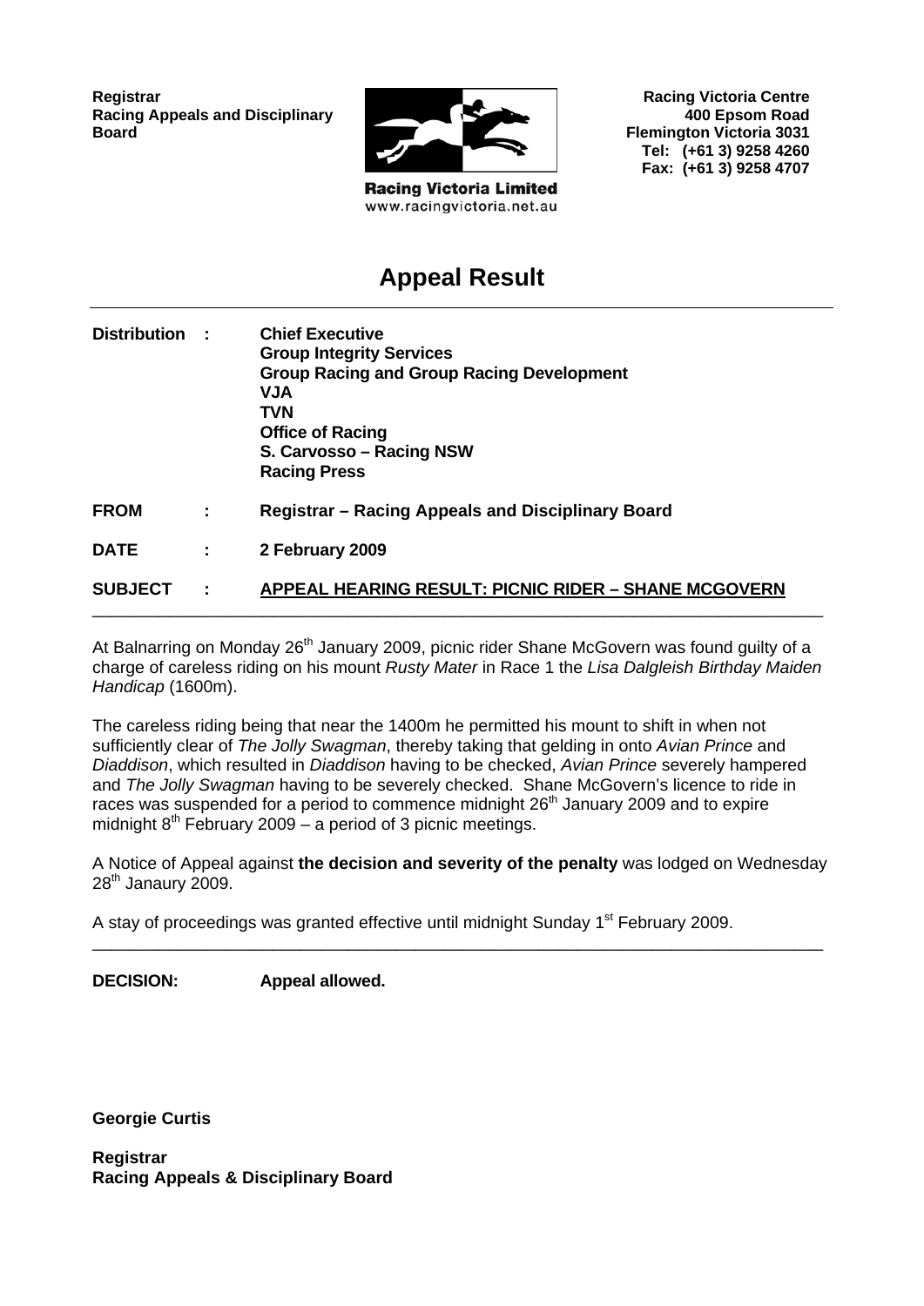**Registrar**
**Racing Appeals and Disciplinary Board**

**Racing Victoria Limited**
www.racingvictoria.net.au

**Racing Victoria Centre**
**400 Epsom Road**
**Flemington Victoria 3031**
**Tel: (+61 3) 9258 4260**
**Fax: (+61 3) 9258 4707**

# Appeal Result

| | | |
|---|---|---|
| **Distribution** | **:** | **Chief Executive**<br>**Group Integrity Services**<br>**Group Racing and Group Racing Development**<br>**VJA**<br>**TVN**<br>**Office of Racing**<br>**S. Carvosso – Racing NSW**<br>**Racing Press** |
| **FROM** | **:** | **Registrar – Racing Appeals and Disciplinary Board** |
| **DATE** | **:** | **2 February 2009** |
| **SUBJECT** | **:** | **APPEAL HEARING RESULT: PICNIC RIDER – SHANE MCGOVERN** |

---

At Balnarring on Monday 26th January 2009, picnic rider Shane McGovern was found guilty of a charge of careless riding on his mount *Rusty Mater* in Race 1 the *Lisa Dalgleish Birthday Maiden Handicap* (1600m).

The careless riding being that near the 1400m he permitted his mount to shift in when not sufficiently clear of *The Jolly Swagman*, thereby taking that gelding in onto *Avian Prince* and *Diaddison*, which resulted in *Diaddison* having to be checked, *Avian Prince* severely hampered and *The Jolly Swagman* having to be severely checked. Shane McGovern's licence to ride in races was suspended for a period to commence midnight 26th January 2009 and to expire midnight 8th February 2009 – a period of 3 picnic meetings.

A Notice of Appeal against **the decision and severity of the penalty** was lodged on Wednesday 28th Janaury 2009.

A stay of proceedings was granted effective until midnight Sunday 1st February 2009.

---

**DECISION:** **Appeal allowed.**

**Georgie Curtis**

**Registrar**
**Racing Appeals & Disciplinary Board**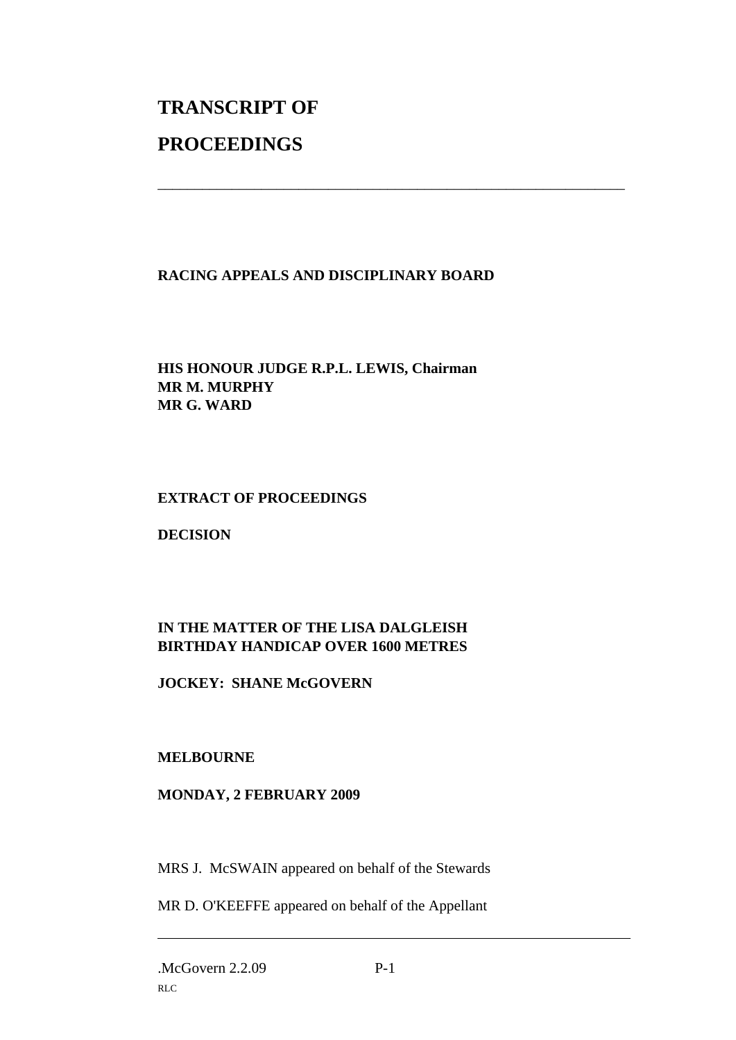# TRANSCRIPT OF

# PROCEEDINGS

---

**RACING APPEALS AND DISCIPLINARY BOARD**

**HIS HONOUR JUDGE R.P.L. LEWIS, Chairman**
**MR M. MURPHY**
**MR G. WARD**

**EXTRACT OF PROCEEDINGS**

**DECISION**

**IN THE MATTER OF THE LISA DALGLEISH BIRTHDAY HANDICAP OVER 1600 METRES**

**JOCKEY: SHANE McGOVERN**

**MELBOURNE**

**MONDAY, 2 FEBRUARY 2009**

MRS J. McSWAIN appeared on behalf of the Stewards

MR D. O'KEEFFE appeared on behalf of the Appellant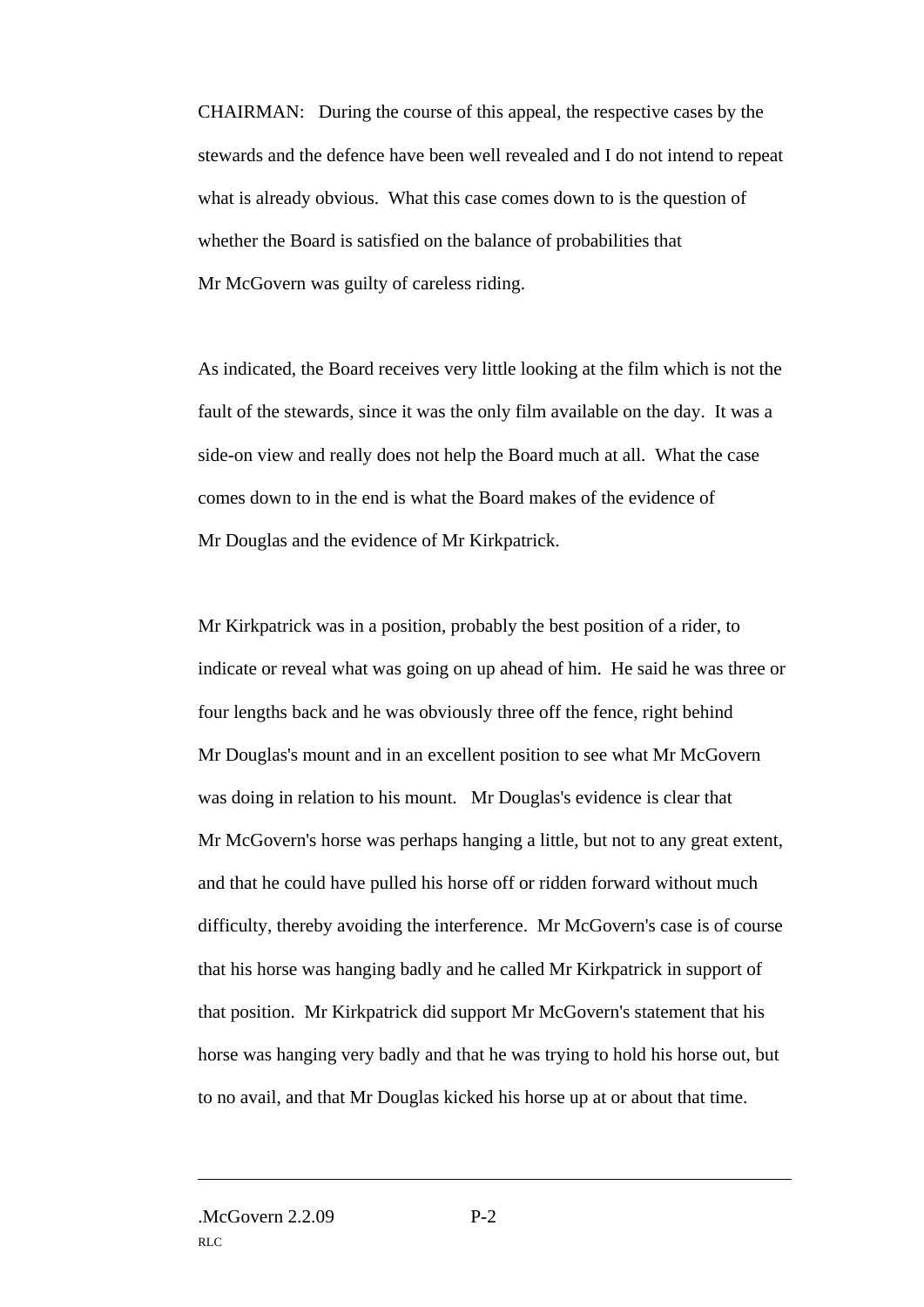CHAIRMAN: During the course of this appeal, the respective cases by the stewards and the defence have been well revealed and I do not intend to repeat what is already obvious. What this case comes down to is the question of whether the Board is satisfied on the balance of probabilities that Mr McGovern was guilty of careless riding.

As indicated, the Board receives very little looking at the film which is not the fault of the stewards, since it was the only film available on the day. It was a side-on view and really does not help the Board much at all. What the case comes down to in the end is what the Board makes of the evidence of Mr Douglas and the evidence of Mr Kirkpatrick.

Mr Kirkpatrick was in a position, probably the best position of a rider, to indicate or reveal what was going on up ahead of him. He said he was three or four lengths back and he was obviously three off the fence, right behind Mr Douglas's mount and in an excellent position to see what Mr McGovern was doing in relation to his mount. Mr Douglas's evidence is clear that Mr McGovern's horse was perhaps hanging a little, but not to any great extent, and that he could have pulled his horse off or ridden forward without much difficulty, thereby avoiding the interference. Mr McGovern's case is of course that his horse was hanging badly and he called Mr Kirkpatrick in support of that position. Mr Kirkpatrick did support Mr McGovern's statement that his horse was hanging very badly and that he was trying to hold his horse out, but to no avail, and that Mr Douglas kicked his horse up at or about that time.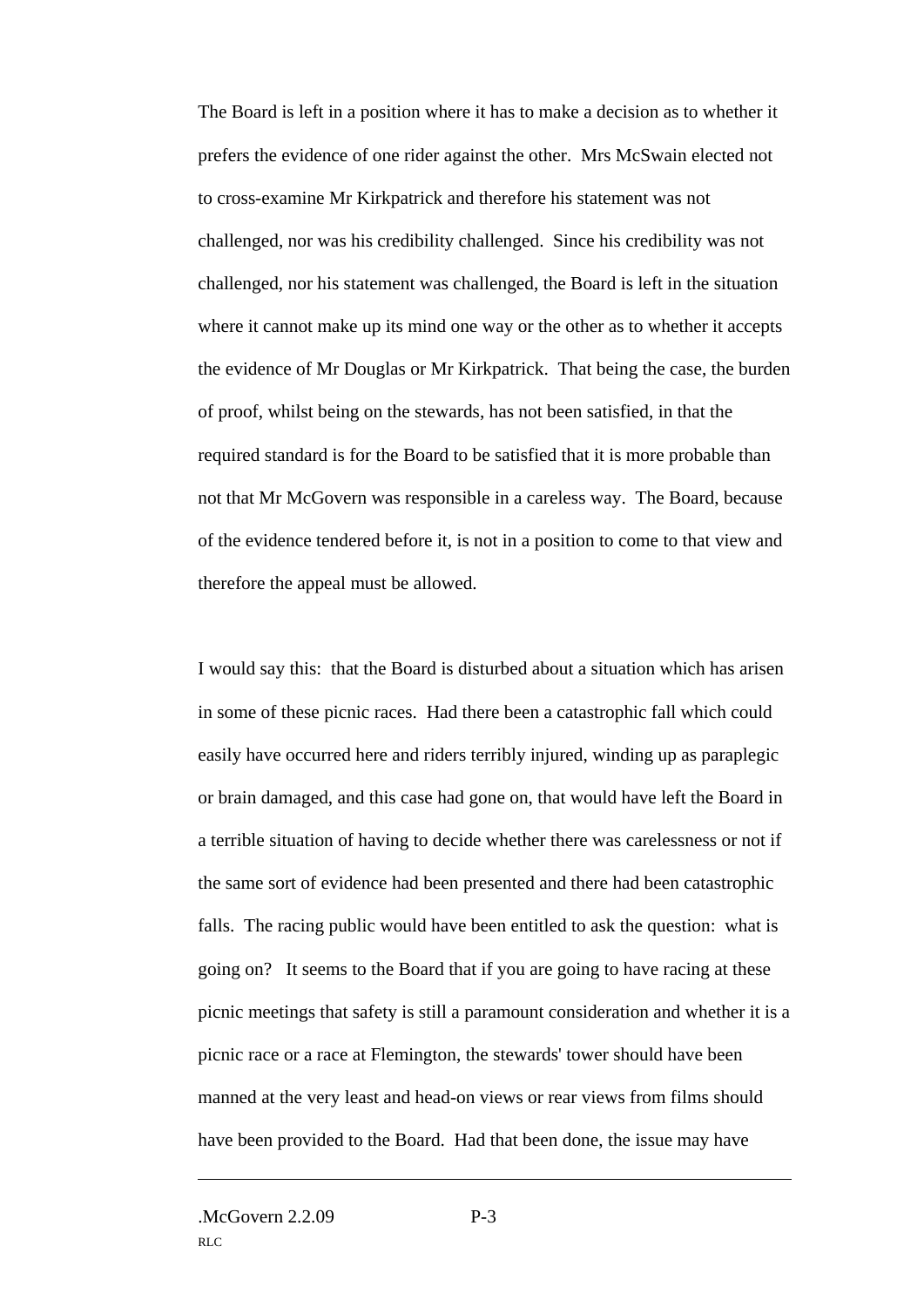The Board is left in a position where it has to make a decision as to whether it prefers the evidence of one rider against the other. Mrs McSwain elected not to cross-examine Mr Kirkpatrick and therefore his statement was not challenged, nor was his credibility challenged. Since his credibility was not challenged, nor his statement was challenged, the Board is left in the situation where it cannot make up its mind one way or the other as to whether it accepts the evidence of Mr Douglas or Mr Kirkpatrick. That being the case, the burden of proof, whilst being on the stewards, has not been satisfied, in that the required standard is for the Board to be satisfied that it is more probable than not that Mr McGovern was responsible in a careless way. The Board, because of the evidence tendered before it, is not in a position to come to that view and therefore the appeal must be allowed.

I would say this: that the Board is disturbed about a situation which has arisen in some of these picnic races. Had there been a catastrophic fall which could easily have occurred here and riders terribly injured, winding up as paraplegic or brain damaged, and this case had gone on, that would have left the Board in a terrible situation of having to decide whether there was carelessness or not if the same sort of evidence had been presented and there had been catastrophic falls. The racing public would have been entitled to ask the question: what is going on? It seems to the Board that if you are going to have racing at these picnic meetings that safety is still a paramount consideration and whether it is a picnic race or a race at Flemington, the stewards' tower should have been manned at the very least and head-on views or rear views from films should have been provided to the Board. Had that been done, the issue may have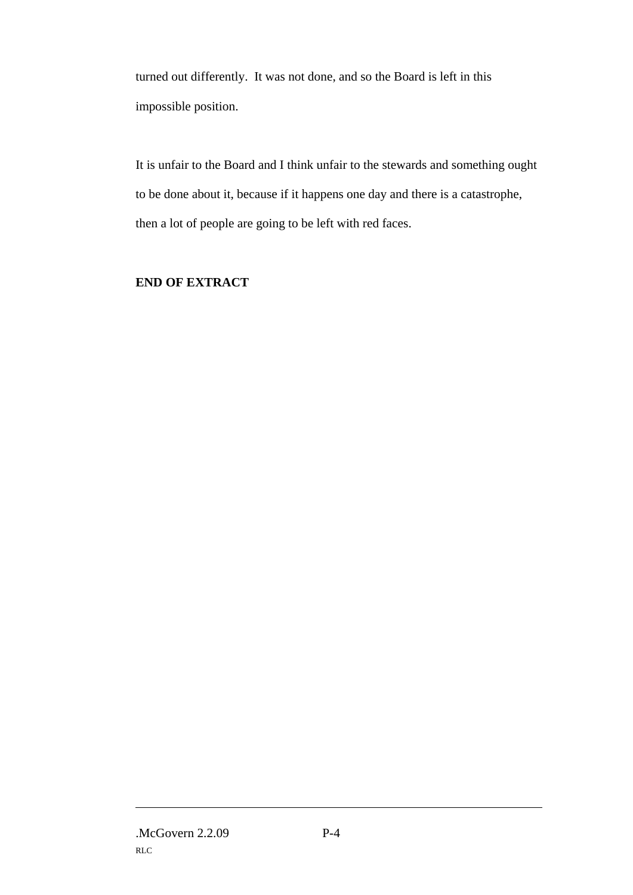turned out differently. It was not done, and so the Board is left in this impossible position.

It is unfair to the Board and I think unfair to the stewards and something ought to be done about it, because if it happens one day and there is a catastrophe, then a lot of people are going to be left with red faces.

**END OF EXTRACT**